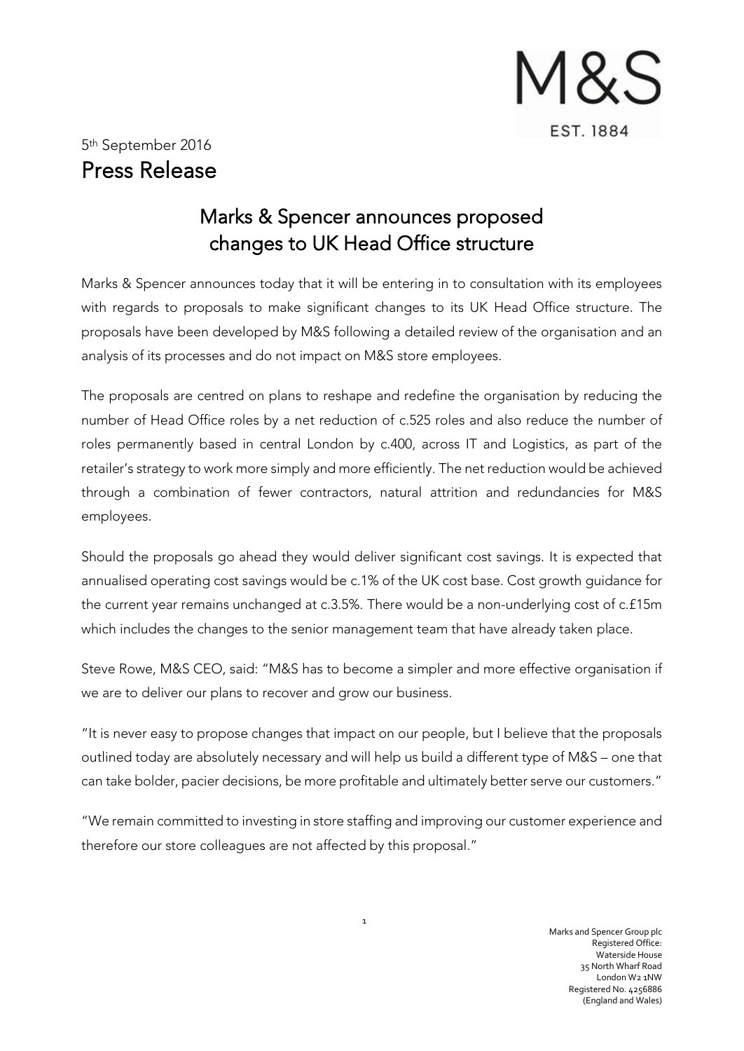5th September 2016

# Press Release

## Marks & Spencer announces proposed changes to UK Head Office structure

Marks & Spencer announces today that it will be entering in to consultation with its employees with regards to proposals to make significant changes to its UK Head Office structure. The proposals have been developed by M&S following a detailed review of the organisation and an analysis of its processes and do not impact on M&S store employees.

The proposals are centred on plans to reshape and redefine the organisation by reducing the number of Head Office roles by a net reduction of c.525 roles and also reduce the number of roles permanently based in central London by c.400, across IT and Logistics, as part of the retailer's strategy to work more simply and more efficiently. The net reduction would be achieved through a combination of fewer contractors, natural attrition and redundancies for M&S employees.

Should the proposals go ahead they would deliver significant cost savings. It is expected that annualised operating cost savings would be c.1% of the UK cost base. Cost growth guidance for the current year remains unchanged at c.3.5%. There would be a non-underlying cost of c.£15m which includes the changes to the senior management team that have already taken place.

Steve Rowe, M&S CEO, said: "M&S has to become a simpler and more effective organisation if we are to deliver our plans to recover and grow our business.

"It is never easy to propose changes that impact on our people, but I believe that the proposals outlined today are absolutely necessary and will help us build a different type of M&S – one that can take bolder, pacier decisions, be more profitable and ultimately better serve our customers."

"We remain committed to investing in store staffing and improving our customer experience and therefore our store colleagues are not affected by this proposal."

Marks and Spencer Group plc
Registered Office:
Waterside House
35 North Wharf Road
London W2 1NW
Registered No. 4256886
(England and Wales)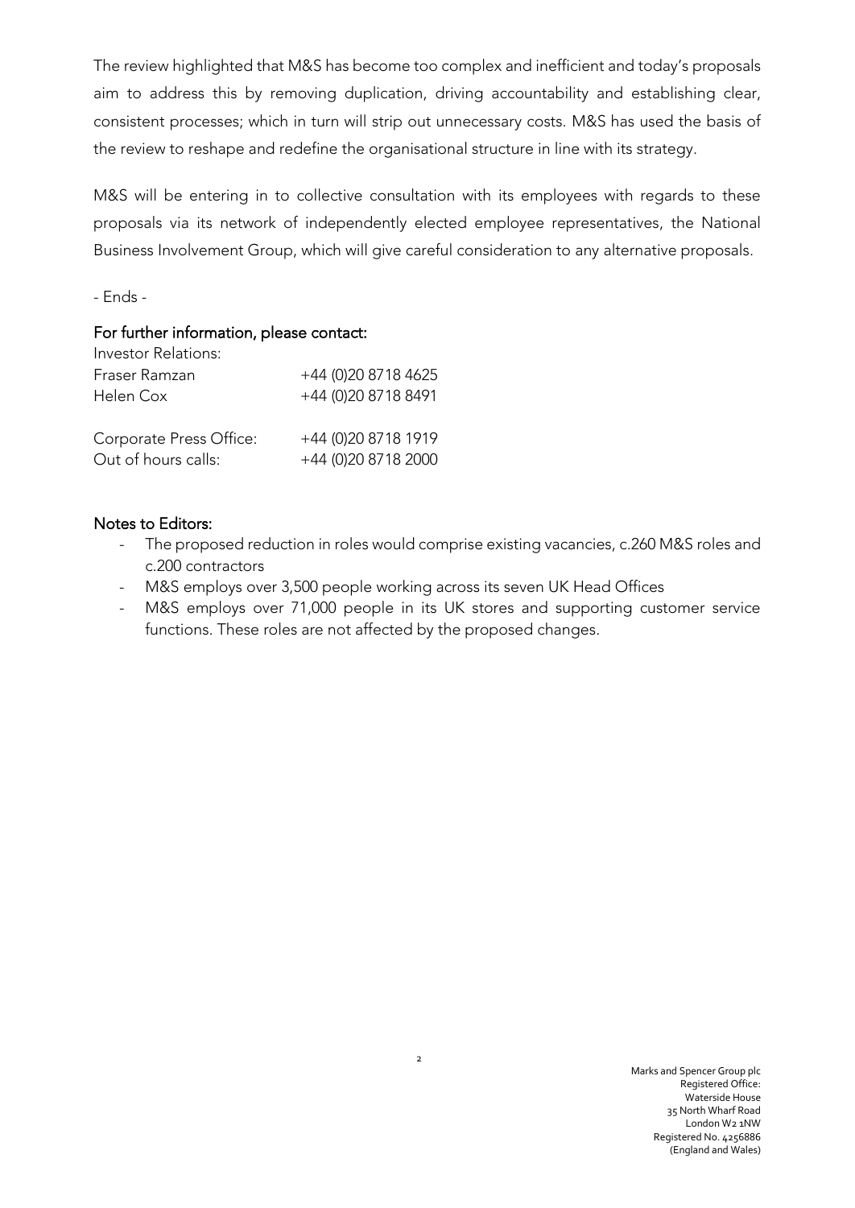The review highlighted that M&S has become too complex and inefficient and today's proposals aim to address this by removing duplication, driving accountability and establishing clear, consistent processes; which in turn will strip out unnecessary costs. M&S has used the basis of the review to reshape and redefine the organisational structure in line with its strategy.

M&S will be entering in to collective consultation with its employees with regards to these proposals via its network of independently elected employee representatives, the National Business Involvement Group, which will give careful consideration to any alternative proposals.

- Ends -

**For further information, please contact:**

| | |
|---|---|
| Investor Relations: | |
| Fraser Ramzan | +44 (0)20 8718 4625 |
| Helen Cox | +44 (0)20 8718 8491 |
| | |
| Corporate Press Office: | +44 (0)20 8718 1919 |
| Out of hours calls: | +44 (0)20 8718 2000 |

**Notes to Editors:**

- The proposed reduction in roles would comprise existing vacancies, c.260 M&S roles and c.200 contractors
- M&S employs over 3,500 people working across its seven UK Head Offices
- M&S employs over 71,000 people in its UK stores and supporting customer service functions. These roles are not affected by the proposed changes.

Marks and Spencer Group plc
Registered Office:
Waterside House
35 North Wharf Road
London W2 1NW
Registered No. 4256886
(England and Wales)